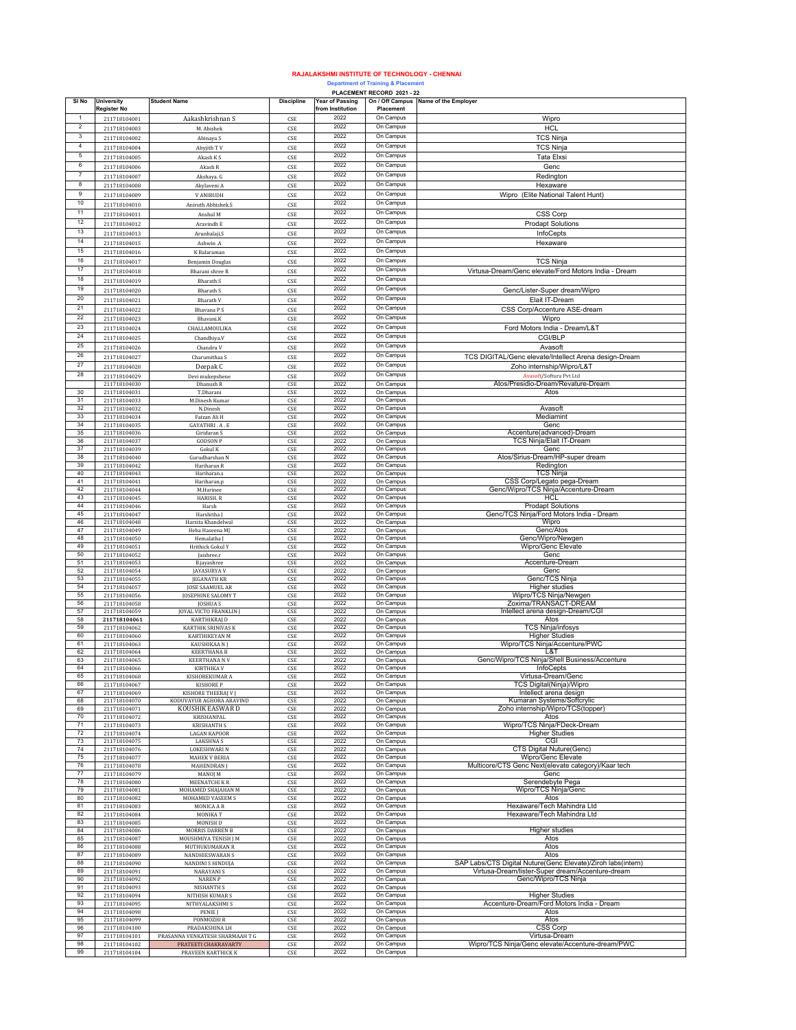# RAJALAKSHMI INSTITUTE OF TECHNOLOGY - CHENNAI

## Department of Training & Placement

### PLACEMENT RECORD 2021 - 22

| Sl No | University Register No | Student Name | Discipline | Year of Passing from Institution | On / Off Campus Placement | Name of the Employer |
|---|---|---|---|---|---|---|
| 1 | 211718104001 | Aakashkrishnan S | CSE | 2022 | On Campus | Wipro |
| 2 | 211718104003 | M. Abishek | CSE | 2022 | On Campus | HCL |
| 3 | 211718104002 | Abinaya S | CSE | 2022 | On Campus | TCS Ninja |
| 4 | 211718104004 | Abyjith T V | CSE | 2022 | On Campus | TCS Ninja |
| 5 | 211718104005 | Akash K S | CSE | 2022 | On Campus | Tata Elxsi |
| 6 | 211718104006 | Akash R | CSE | 2022 | On Campus | Genc |
| 7 | 211718104007 | Akshaya. G | CSE | 2022 | On Campus | Redington |
| 8 | 211718104008 | Akylaveni A | CSE | 2022 | On Campus | Hexaware |
| 9 | 211718104009 | V ANIRUDH | CSE | 2022 | On Campus | Wipro (Elite National Talent Hunt) |
| 10 | 211718104010 | Aniruth Abhishek.S | CSE | 2022 | On Campus | |
| 11 | 211718104011 | Anshul M | CSE | 2022 | On Campus | CSS Corp |
| 12 | 211718104012 | Aravindh E | CSE | 2022 | On Campus | Prodapt Solutions |
| 13 | 211718104013 | Arunbalaji.S | CSE | 2022 | On Campus | InfoCepts |
| 14 | 211718104015 | Ashwin .A | CSE | 2022 | On Campus | Hexaware |
| 15 | 211718104016 | K Balaraman | CSE | 2022 | On Campus | |
| 16 | 211718104017 | Benjamin Douglas | CSE | 2022 | On Campus | TCS Ninja |
| 17 | 211718104018 | Bharani shree R | CSE | 2022 | On Campus | Virtusa-Dream/Genc elevate/Ford Motors India - Dream |
| 18 | 211718104019 | Bharath S | CSE | 2022 | On Campus | |
| 19 | 211718104020 | Bharath S | CSE | 2022 | On Campus | Genc/Lister-Super dream/Wipro |
| 20 | 211718104021 | Bharath V | CSE | 2022 | On Campus | Elait IT-Dream |
| 21 | 211718104022 | Bhavana P S | CSE | 2022 | On Campus | CSS Corp/Accenture ASE-dream |
| 22 | 211718104023 | Bhavani.K | CSE | 2022 | On Campus | Wipro |
| 23 | 211718104024 | CHALLAMOULIKA | CSE | 2022 | On Campus | Ford Motors India - Dream/L&T |
| 24 | 211718104025 | Chandhiya.V | CSE | 2022 | On Campus | CGI/BLP |
| 25 | 211718104026 | Chandru V | CSE | 2022 | On Campus | Avasoft |
| 26 | 211718104027 | Charumithaa S | CSE | 2022 | On Campus | TCS DIGITAL/Genc elevate/Intellect Arena design-Dream |
| 27 | 211718104028 | Deepak C | CSE | 2022 | On Campus | Zoho internship/Wipro/L&T |
| 28 | 211718104029 | Devi mukepshene | CSE | 2022 | On Campus | Avasoft/Softura Pvt Ltd |
| | 211718104030 | Dhanush R | CSE | 2022 | On Campus | Atos/Presidio-Dream/Revature-Dream |
| 30 | 211718104031 | T.Dharani | CSE | 2022 | On Campus | Atos |
| 31 | 211718104033 | M.Dinesh Kumar | CSE | 2022 | On Campus | |
| 32 | 211718104032 | N.Dinesh | CSE | 2022 | On Campus | Avasoft |
| 33 | 211718104034 | Faizan Ali H | CSE | 2022 | On Campus | Mediamint |
| 34 | 211718104035 | GAYATHRI . A . E | CSE | 2022 | On Campus | Genc |
| 35 | 211718104036 | Giridaran S | CSE | 2022 | On Campus | Accenture(advanced)-Dream |
| 36 | 211718104037 | GODSON P | CSE | 2022 | On Campus | TCS Ninja/Elait IT-Dream |
| 37 | 211718104039 | Gokul K | CSE | 2022 | On Campus | Genc |
| 38 | 211718104040 | Gurudharshan N | CSE | 2022 | On Campus | Atos/Sirius-Dream/HP-super dream |
| 39 | 211718104042 | Hariharan R | CSE | 2022 | On Campus | Redington |
| 40 | 211718104043 | Hariharan.s | CSE | 2022 | On Campus | TCS Ninja |
| 41 | 211718104041 | Hariharan.p | CSE | 2022 | On Campus | CSS Corp/Legato pega-Dream |
| 42 | 211718104044 | M.Harinee | CSE | 2022 | On Campus | Genc/Wipro/TCS Ninja/Accenture-Dream |
| 43 | 211718104045 | HARISH. R | CSE | 2022 | On Campus | HCL |
| 44 | 211718104046 | Harsh | CSE | 2022 | On Campus | Prodapt Solutions |
| 45 | 211718104047 | Harshitha J | CSE | 2022 | On Campus | Genc/TCS Ninja/Ford Motors India - Dream |
| 46 | 211718104048 | Harsita Khandelwal | CSE | 2022 | On Campus | Wipro |
| 47 | 211718104049 | Heba Haseena MJ | CSE | 2022 | On Campus | Genc/Atos |
| 48 | 211718104050 | Hemalatha J | CSE | 2022 | On Campus | Genc/Wipro/Newgen |
| 49 | 211718104051 | Hrithick Gokul Y | CSE | 2022 | On Campus | Wipro/Genc Elevate |
| 50 | 211718104052 | Jaishree.r | CSE | 2022 | On Campus | Genc |
| 51 | 211718104053 | B.jayashree | CSE | 2022 | On Campus | Accenture-Dream |
| 52 | 211718104054 | JAYASURYA V | CSE | 2022 | On Campus | Genc |
| 53 | 211718104055 | JEGANATH KR | CSE | 2022 | On Campus | Genc/TCS Ninja |
| 54 | 211718104057 | JOSE SAAMUEL AR | CSE | 2022 | On Campus | Higher studies |
| 55 | 211718104056 | JOSEPHINE SALOMY T | CSE | 2022 | On Campus | Wipro/TCS Ninja/Newgen |
| 56 | 211718104058 | JOSHUA S | CSE | 2022 | On Campus | Zoxima/TRANSACT-DREAM |
| 57 | 211718104059 | JOYAL VICTO FRANKLIN J | CSE | 2022 | On Campus | Intellect arena design-Dream/CGI |
| 58 | **211718104061** | KARTHIKRAJ D | CSE | 2022 | On Campus | Atos |
| 59 | 211718104062 | KARTHIK SRINIVAS K | CSE | 2022 | On Campus | TCS Ninja/infosys |
| 60 | 211718104060 | KARTHIKEYAN M | CSE | 2022 | On Campus | Higher Studies |
| 61 | 211718104063 | KAUSHIKAA N J | CSE | 2022 | On Campus | Wipro/TCS Ninja/Accenture/PWC |
| 62 | 211718104064 | KEERTHANA B | CSE | 2022 | On Campus | L&T |
| 63 | 211718104065 | KEERTHANA N V | CSE | 2022 | On Campus | Genc/Wipro/TCS Ninja/Shell Business/Accenture |
| 64 | 211718104066 | KIRTHIKA V | CSE | 2022 | On Campus | InfoCepts |
| 65 | 211718104068 | KISHOREKUMAR A | CSE | 2022 | On Campus | Virtusa-Dream/Genc |
| 66 | 211718104067 | KISHORE P | CSE | 2022 | On Campus | TCS Digital(Ninja)/Wipro |
| 67 | 211718104069 | KISHORE THEERAJ V J | CSE | 2022 | On Campus | Intellect arena design |
| 68 | 211718104070 | KODUVAYUR AGHORA ARAVIND | CSE | 2022 | On Campus | Kumaran Systems/Softcrylic |
| 69 | 211718104071 | KOUSHIK EASWAR D | CSE | 2022 | On Campus | Zoho internship/Wipro/TCS(topper) |
| 70 | 211718104072 | KRISHANPAL | CSE | 2022 | On Campus | Atos |
| 71 | 211718104073 | KRISHANTH S | CSE | 2022 | On Campus | Wipro/TCS Ninja/FDeck-Dream |
| 72 | 211718104074 | LAGAN KAPOOR | CSE | 2022 | On Campus | Higher Studies |
| 73 | 211718104075 | LAKSHNA S | CSE | 2022 | On Campus | CGI |
| 74 | 211718104076 | LOKESHWARI N | CSE | 2022 | On Campus | CTS Digital Nuture(Genc) |
| 75 | 211718104077 | MAHEK V BERIA | CSE | 2022 | On Campus | Wipro/Genc Elevate |
| 76 | 211718104078 | MAHENDRAN J | CSE | 2022 | On Campus | Multicore/CTS Genc Next(elevate category)/Kaar tech |
| 77 | 211718104079 | MANOJ M | CSE | 2022 | On Campus | Genc |
| 78 | 211718104080 | MEENATCHI K R | CSE | 2022 | On Campus | Serendebyte Pega |
| 79 | 211718104081 | MOHAMED SHAJAHAN M | CSE | 2022 | On Campus | Wipro/TCS Ninja/Genc |
| 80 | 211718104082 | MOHAMED VASEEM S | CSE | 2022 | On Campus | Atos |
| 81 | 211718104083 | MONICA A R | CSE | 2022 | On Campus | Hexaware/Tech Mahindra Ltd |
| 82 | 211718104084 | MONIKA T | CSE | 2022 | On Campus | Hexaware/Tech Mahindra Ltd |
| 83 | 211718104085 | MONISH D | CSE | 2022 | On Campus | |
| 84 | 211718104086 | MORRIS DARREN B | CSE | 2022 | On Campus | Higher studies |
| 85 | 211718104087 | MOUSHMIYA TENISH J M | CSE | 2022 | On Campus | Atos |
| 86 | 211718104088 | MUTHUKUMARAN R | CSE | 2022 | On Campus | Atos |
| 87 | 211718104089 | NANDHESWARAN S | CSE | 2022 | On Campus | Atos |
| 88 | 211718104090 | NANDINI S HINDUJA | CSE | 2022 | On Campus | SAP Labs/CTS Digital Nuture(Genc Elevate)/Ziroh labs(intern) |
| 89 | 211718104091 | NARAYANI S | CSE | 2022 | On Campus | Virtusa-Dream/lister-Super dream/Accenture-dream |
| 90 | 211718104092 | NAREN P | CSE | 2022 | On Campus | Genc/Wipro/TCS Ninja |
| 91 | 211718104093 | NISHANTH S | CSE | 2022 | On Campus | |
| 92 | 211718104094 | NITHISH KUMAR S | CSE | 2022 | On Campus | Higher Studies |
| 93 | 211718104095 | NITHYALAKSHMI S | CSE | 2022 | On Campus | Accenture-Dream/Ford Motors India - Dream |
| 94 | 211718104098 | PENIE J | CSE | 2022 | On Campus | Atos |
| 95 | 211718104099 | PONMOZHI R | CSE | 2022 | On Campus | Atos |
| 96 | 211718104100 | PRADAKSHINA LH | CSE | 2022 | On Campus | CSS Corp |
| 97 | 211718104101 | PRASANNA VENKATESH SHARMAAH T G | CSE | 2022 | On Campus | Virtusa-Dream |
| 98 | 211718104102 | PRATEETI CHAKRAVARTY | CSE | 2022 | On Campus | Wipro/TCS Ninja/Genc elevate/Accenture-dream/PWC |
| 99 | 211718104104 | PRAVEEN KARTHICK K | CSE | 2022 | On Campus | |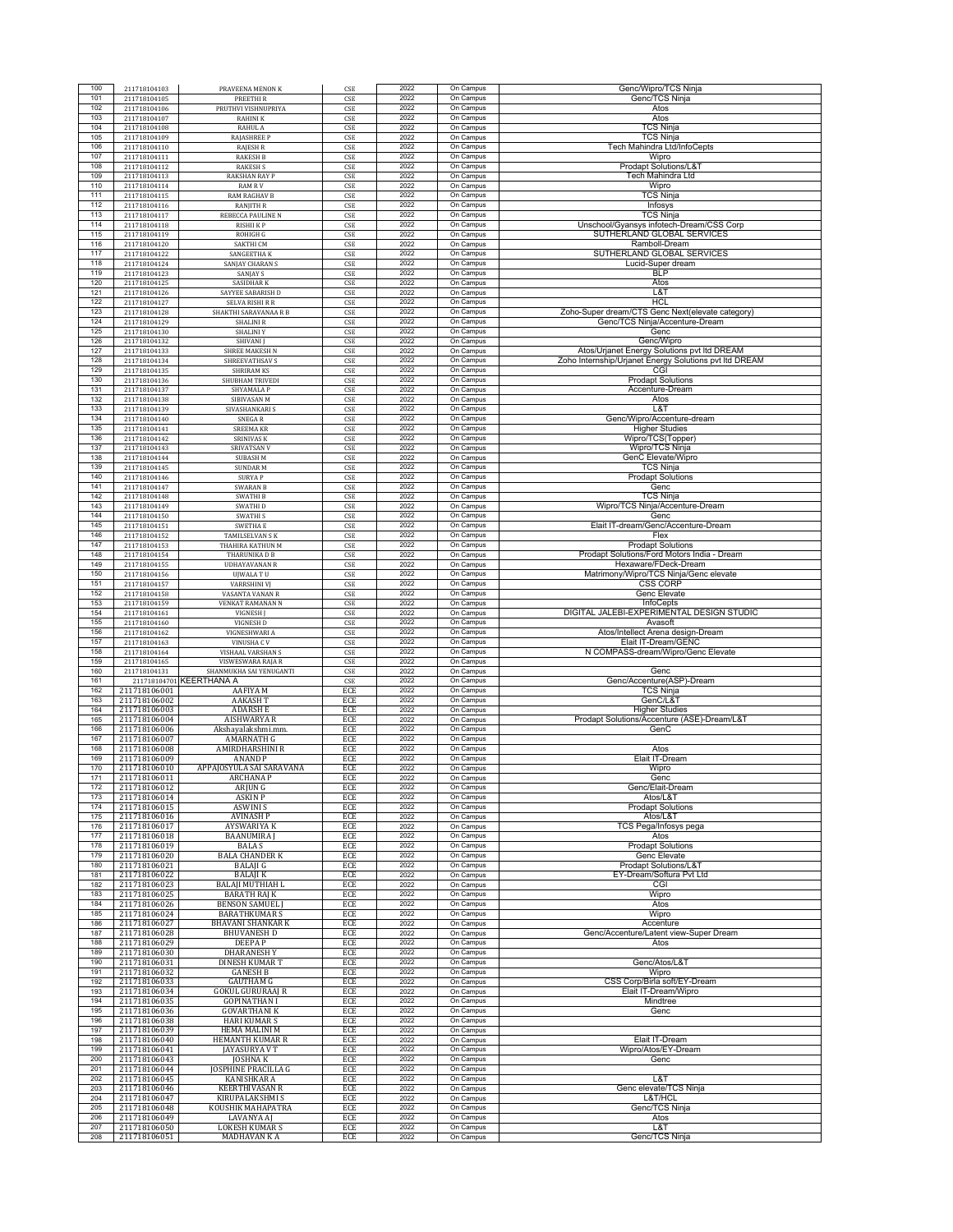| | | | | | | |
|---|---|---|---|---|---|---|
| 100 | 211718104103 | PRAVEENA MENON K | CSE | 2022 | On Campus | Genc/Wipro/TCS Ninja |
| 101 | 211718104105 | PREETHI R | CSE | 2022 | On Campus | Genc/TCS Ninja |
| 102 | 211718104106 | PRUTHVI VISHNUPRIYA | CSE | 2022 | On Campus | Atos |
| 103 | 211718104107 | RAHINI K | CSE | 2022 | On Campus | Atos |
| 104 | 211718104108 | RAHUL A | CSE | 2022 | On Campus | TCS Ninja |
| 105 | 211718104109 | RAJASHREE P | CSE | 2022 | On Campus | TCS Ninja |
| 106 | 211718104110 | RAJESH R | CSE | 2022 | On Campus | Tech Mahindra Ltd/InfoCepts |
| 107 | 211718104111 | RAKESH B | CSE | 2022 | On Campus | Wipro |
| 108 | 211718104112 | RAKESH S | CSE | 2022 | On Campus | Prodapt Solutions/L&T |
| 109 | 211718104113 | RAKSHAN RAY P | CSE | 2022 | On Campus | Tech Mahindra Ltd |
| 110 | 211718104114 | RAM R V | CSE | 2022 | On Campus | Wipro |
| 111 | 211718104115 | RAM RAGHAV B | CSE | 2022 | On Campus | TCS Ninja |
| 112 | 211718104116 | RANJITH R | CSE | 2022 | On Campus | Infosys |
| 113 | 211718104117 | REBECCA PAULINE N | CSE | 2022 | On Campus | TCS Ninja |
| 114 | 211718104118 | RISHI K P | CSE | 2022 | On Campus | Unschool/Gyansys infotech-Dream/CSS Corp |
| 115 | 211718104119 | ROHIGH G | CSE | 2022 | On Campus | SUTHERLAND GLOBAL SERVICES |
| 116 | 211718104120 | SAKTHI CM | CSE | 2022 | On Campus | Ramboll-Dream |
| 117 | 211718104122 | SANGEETHA K | CSE | 2022 | On Campus | SUTHERLAND GLOBAL SERVICES |
| 118 | 211718104124 | SANJAY CHARAN S | CSE | 2022 | On Campus | Lucid-Super dream |
| 119 | 211718104123 | SANJAY S | CSE | 2022 | On Campus | BLP |
| 120 | 211718104125 | SASIDHAR K | CSE | 2022 | On Campus | Atos |
| 121 | 211718104126 | SAYYEE SABARISH D | CSE | 2022 | On Campus | L&T |
| 122 | 211718104127 | SELVA RISHI R R | CSE | 2022 | On Campus | HCL |
| 123 | 211718104128 | SHAKTHI SARAVANAA R B | CSE | 2022 | On Campus | Zoho-Super dream/CTS Genc Next(elevate category) |
| 124 | 211718104129 | SHALINI R | CSE | 2022 | On Campus | Genc/TCS Ninja/Accenture-Dream |
| 125 | 211718104130 | SHALINI Y | CSE | 2022 | On Campus | Genc |
| 126 | 211718104132 | SHIVANI J | CSE | 2022 | On Campus | Genc/Wipro |
| 127 | 211718104133 | SHREE MAKESH N | CSE | 2022 | On Campus | Atos/Urjanet Energy Solutions pvt ltd DREAM |
| 128 | 211718104134 | SHREEVATHSAV S | CSE | 2022 | On Campus | Zoho Internship/Urjanet Energy Solutions pvt ltd DREAM |
| 129 | 211718104135 | SHRIRAM KS | CSE | 2022 | On Campus | CGI |
| 130 | 211718104136 | SHUBHAM TRIVEDI | CSE | 2022 | On Campus | Prodapt Solutions |
| 131 | 211718104137 | SHYAMALA P | CSE | 2022 | On Campus | Accenture-Dream |
| 132 | 211718104138 | SIBIVASAN M | CSE | 2022 | On Campus | Atos |
| 133 | 211718104139 | SIVASHANKARI S | CSE | 2022 | On Campus | L&T |
| 134 | 211718104140 | SNEGA R | CSE | 2022 | On Campus | Genc/Wipro/Accenture-dream |
| 135 | 211718104141 | SREEMA KR | CSE | 2022 | On Campus | Higher Studies |
| 136 | 211718104142 | SRINIVAS K | CSE | 2022 | On Campus | Wipro/TCS(Topper) |
| 137 | 211718104143 | SRIVATSAN V | CSE | 2022 | On Campus | Wipro/TCS Ninja |
| 138 | 211718104144 | SUBASH M | CSE | 2022 | On Campus | GenC Elevate/Wipro |
| 139 | 211718104145 | SUNDAR M | CSE | 2022 | On Campus | TCS Ninja |
| 140 | 211718104146 | SURYA P | CSE | 2022 | On Campus | Prodapt Solutions |
| 141 | 211718104147 | SWARAN B | CSE | 2022 | On Campus | Genc |
| 142 | 211718104148 | SWATHI B | CSE | 2022 | On Campus | TCS Ninja |
| 143 | 211718104149 | SWATHI D | CSE | 2022 | On Campus | Wipro/TCS Ninja/Accenture-Dream |
| 144 | 211718104150 | SWATHI S | CSE | 2022 | On Campus | Genc |
| 145 | 211718104151 | SWETHA E | CSE | 2022 | On Campus | Elait IT-dream/Genc/Accenture-Dream |
| 146 | 211718104152 | TAMILSELVAN S K | CSE | 2022 | On Campus | Flex |
| 147 | 211718104153 | THAHIRA KATHUN M | CSE | 2022 | On Campus | Prodapt Solutions |
| 148 | 211718104154 | THARUNIKA D B | CSE | 2022 | On Campus | Prodapt Solutions/Ford Motors India - Dream |
| 149 | 211718104155 | UDHAYAVANAN R | CSE | 2022 | On Campus | Hexaware/FDeck-Dream |
| 150 | 211718104156 | UJWALA T U | CSE | 2022 | On Campus | Matrimony/Wipro/TCS Ninja/Genc elevate |
| 151 | 211718104157 | VARRSHINI VJ | CSE | 2022 | On Campus | CSS CORP |
| 152 | 211718104158 | VASANTA VANAN R | CSE | 2022 | On Campus | Genc Elevate |
| 153 | 211718104159 | VENKAT RAMANAN N | CSE | 2022 | On Campus | InfoCepts |
| 154 | 211718104161 | VIGNESH J | CSE | 2022 | On Campus | DIGITAL JALEBI-EXPERIMENTAL DESIGN STUDIO |
| 155 | 211718104160 | VIGNESH D | CSE | 2022 | On Campus | Avasoft |
| 156 | 211718104162 | VIGNESHWARI A | CSE | 2022 | On Campus | Atos/Intellect Arena design-Dream |
| 157 | 211718104163 | VINUSHA C V | CSE | 2022 | On Campus | Elait IT-Dream/GENC |
| 158 | 211718104164 | VISHAAL VARSHAN S | CSE | 2022 | On Campus | N COMPASS-dream/Wipro/Genc Elevate |
| 159 | 211718104165 | VISWESWARA RAJA R | CSE | 2022 | On Campus | |
| 160 | 211718104131 | SHANMUKHA SAI YENUGANTI | CSE | 2022 | On Campus | Genc |
| 161 | 211718104701 | KEERTHANA A | CSE | 2022 | On Campus | Genc/Accenture(ASP)-Dream |
| 162 | 211718106001 | AAFIYA M | ECE | 2022 | On Campus | TCS Ninja |
| 163 | 211718106002 | AAKASH T | ECE | 2022 | On Campus | GenC/L&T |
| 164 | 211718106003 | ADARSH E | ECE | 2022 | On Campus | Higher Studies |
| 165 | 211718106004 | AISHWARYA R | ECE | 2022 | On Campus | Prodapt Solutions/Accenture (ASE)-Dream/L&T |
| 166 | 211718106006 | Akshayalakshmi.mm. | ECE | 2022 | On Campus | GenC |
| 167 | 211718106007 | AMARNATH G | ECE | 2022 | On Campus | |
| 168 | 211718106008 | AMIRDHARSHINI R | ECE | 2022 | On Campus | Atos |
| 169 | 211718106009 | ANAND P | ECE | 2022 | On Campus | Elait IT-Dream |
| 170 | 211718106010 | APPAJOSYULA SAI SARAVANA | ECE | 2022 | On Campus | Wipro |
| 171 | 211718106011 | ARCHANA P | ECE | 2022 | On Campus | Genc |
| 172 | 211718106012 | ARJUN G | ECE | 2022 | On Campus | Genc/Elait-Dream |
| 173 | 211718106014 | ASKIN P | ECE | 2022 | On Campus | Atos/L&T |
| 174 | 211718106015 | ASWINI S | ECE | 2022 | On Campus | Prodapt Solutions |
| 175 | 211718106016 | AVINASH P | ECE | 2022 | On Campus | Atos/L&T |
| 176 | 211718106017 | AYSWARIYA K | ECE | 2022 | On Campus | TCS Pega/Infosys pega |
| 177 | 211718106018 | BAANUMIRA J | ECE | 2022 | On Campus | Atos |
| 178 | 211718106019 | BALA S | ECE | 2022 | On Campus | Prodapt Solutions |
| 179 | 211718106020 | BALA CHANDER K | ECE | 2022 | On Campus | Genc Elevate |
| 180 | 211718106021 | BALAJI G | ECE | 2022 | On Campus | Prodapt Solutions/L&T |
| 181 | 211718106022 | BALAJI K | ECE | 2022 | On Campus | EY-Dream/Softura Pvt Ltd |
| 182 | 211718106023 | BALAJI MUTHIAH L | ECE | 2022 | On Campus | CGI |
| 183 | 211718106025 | BARATH RAJ K | ECE | 2022 | On Campus | Wipro |
| 184 | 211718106026 | BENSON SAMUEL J | ECE | 2022 | On Campus | Atos |
| 185 | 211718106024 | BARATHKUMAR S | ECE | 2022 | On Campus | Wipro |
| 186 | 211718106027 | BHAVANI SHANKAR K | ECE | 2022 | On Campus | Accenture |
| 187 | 211718106028 | BHUVANESH D | ECE | 2022 | On Campus | Genc/Accenture/Latent view-Super Dream |
| 188 | 211718106029 | DEEPA P | ECE | 2022 | On Campus | Atos |
| 189 | 211718106030 | DHARANESH Y | ECE | 2022 | On Campus | |
| 190 | 211718106031 | DINESH KUMAR T | ECE | 2022 | On Campus | Genc/Atos/L&T |
| 191 | 211718106032 | GANESH B | ECE | 2022 | On Campus | Wipro |
| 192 | 211718106033 | GAUTHAM G | ECE | 2022 | On Campus | CSS Corp/Birla soft/EY-Dream |
| 193 | 211718106034 | GOKUL GURURAAJ R | ECE | 2022 | On Campus | Elait IT-Dream/Wipro |
| 194 | 211718106035 | GOPINATHAN I | ECE | 2022 | On Campus | Mindtree |
| 195 | 211718106036 | GOVARTHANAN K | ECE | 2022 | On Campus | Genc |
| 196 | 211718106038 | HARI KUMAR S | ECE | 2022 | On Campus | |
| 197 | 211718106039 | HEMA MALINI M | ECE | 2022 | On Campus | |
| 198 | 211718106040 | HEMANTH KUMAR R | ECE | 2022 | On Campus | Elait IT-Dream |
| 199 | 211718106041 | JAYASURYA V T | ECE | 2022 | On Campus | Wipro/Atos/EY-Dream |
| 200 | 211718106043 | JOSHNA K | ECE | 2022 | On Campus | Genc |
| 201 | 211718106044 | JOSPHINE PRACILLA G | ECE | 2022 | On Campus | |
| 202 | 211718106045 | KANISHKAR A | ECE | 2022 | On Campus | L&T |
| 203 | 211718106046 | KEERTHIVASAN R | ECE | 2022 | On Campus | Genc elevate/TCS Ninja |
| 204 | 211718106047 | KIRUPALAKSHMI S | ECE | 2022 | On Campus | L&T/HCL |
| 205 | 211718106048 | KOUSHIK MAHAPATRA | ECE | 2022 | On Campus | Genc/TCS Ninja |
| 206 | 211718106049 | LAVANYA AJ | ECE | 2022 | On Campus | Atos |
| 207 | 211718106050 | LOKESH KUMAR S | ECE | 2022 | On Campus | L&T |
| 208 | 211718106051 | MADHAVAN K A | ECE | 2022 | On Campus | Genc/TCS Ninja |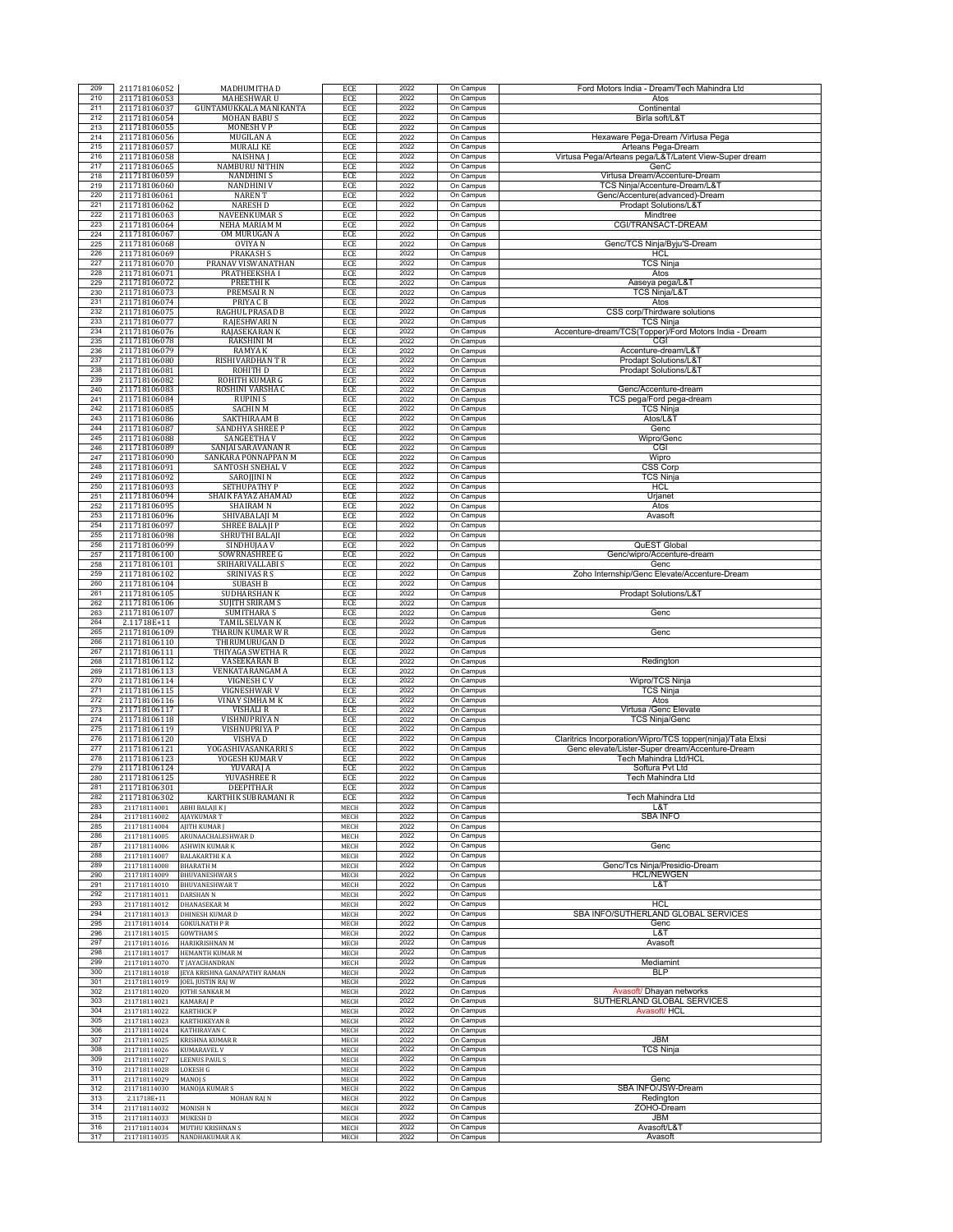| 209 | 211718106052 | MADHUMITHA D | ECE | 2022 | On Campus | Ford Motors India - Dream/Tech Mahindra Ltd |
|---|---|---|---|---|---|---|
| 210 | 211718106053 | MAHESHWAR U | ECE | 2022 | On Campus | Atos |
| 211 | 211718106037 | GUNTAMUKKALA MANIKANTA | ECE | 2022 | On Campus | Continental |
| 212 | 211718106054 | MOHAN BABU S | ECE | 2022 | On Campus | Birla soft/L&T |
| 213 | 211718106055 | MONESH V P | ECE | 2022 | On Campus | |
| 214 | 211718106056 | MUGILAN A | ECE | 2022 | On Campus | Hexaware Pega-Dream /Virtusa Pega |
| 215 | 211718106057 | MURALI KE | ECE | 2022 | On Campus | Arteans Pega-Dream |
| 216 | 211718106058 | NAISHNA J | ECE | 2022 | On Campus | Virtusa Pega/Arteans pega/L&T/Latent View-Super dream |
| 217 | 211718106065 | NAMBURU NITHIN | ECE | 2022 | On Campus | GenC |
| 218 | 211718106059 | NANDHINI S | ECE | 2022 | On Campus | Virtusa Dream/Accenture-Dream |
| 219 | 211718106060 | NANDHINI V | ECE | 2022 | On Campus | TCS Ninja/Accenture-Dream/L&T |
| 220 | 211718106061 | NAREN T | ECE | 2022 | On Campus | Genc/Accenture(advanced)-Dream |
| 221 | 211718106062 | NARESH D | ECE | 2022 | On Campus | Prodapt Solutions/L&T |
| 222 | 211718106063 | NAVEENKUMAR S | ECE | 2022 | On Campus | Mindtree |
| 223 | 211718106064 | NEHA MARIAM M | ECE | 2022 | On Campus | CGI/TRANSACT-DREAM |
| 224 | 211718106067 | OM MURUGAN A | ECE | 2022 | On Campus | |
| 225 | 211718106068 | OVIYA N | ECE | 2022 | On Campus | Genc/TCS Ninja/Byju'S-Dream |
| 226 | 211718106069 | PRAKASH S | ECE | 2022 | On Campus | HCL |
| 227 | 211718106070 | PRANAV VISWANATHAN | ECE | 2022 | On Campus | TCS Ninja |
| 228 | 211718106071 | PRATHEEKSHA I | ECE | 2022 | On Campus | Atos |
| 229 | 211718106072 | PREETHI K | ECE | 2022 | On Campus | Aaseya pega/L&T |
| 230 | 211718106073 | PREMSAI R N | ECE | 2022 | On Campus | TCS Ninja/L&T |
| 231 | 211718106074 | PRIYA C B | ECE | 2022 | On Campus | Atos |
| 232 | 211718106075 | RAGHUL PRASAD B | ECE | 2022 | On Campus | CSS corp/Thirdware solutions |
| 233 | 211718106077 | RAJESHWARI N | ECE | 2022 | On Campus | TCS Ninja |
| 234 | 211718106076 | RAJASEKARAN K | ECE | 2022 | On Campus | Accenture-dream/TCS(Topper)/Ford Motors India - Dream |
| 235 | 211718106078 | RAKSHINI M | ECE | 2022 | On Campus | CGI |
| 236 | 211718106079 | RAMYA K | ECE | 2022 | On Campus | Accenture-dream/L&T |
| 237 | 211718106080 | RISHIVARDHAN T R | ECE | 2022 | On Campus | Prodapt Solutions/L&T |
| 238 | 211718106081 | ROHITH D | ECE | 2022 | On Campus | Prodapt Solutions/L&T |
| 239 | 211718106082 | ROHITH KUMAR G | ECE | 2022 | On Campus | |
| 240 | 211718106083 | ROSHINI VARSHA C | ECE | 2022 | On Campus | Genc/Accenture-dream |
| 241 | 211718106084 | RUPINI S | ECE | 2022 | On Campus | TCS pega/Ford pega-dream |
| 242 | 211718106085 | SACHIN M | ECE | 2022 | On Campus | TCS Ninja |
| 243 | 211718106086 | SAKTHIRAAM B | ECE | 2022 | On Campus | Atos/L&T |
| 244 | 211718106087 | SANDHYA SHREE P | ECE | 2022 | On Campus | Genc |
| 245 | 211718106088 | SANGEETHA V | ECE | 2022 | On Campus | Wipro/Genc |
| 246 | 211718106089 | SANJAI SARAVANAN R | ECE | 2022 | On Campus | CGI |
| 247 | 211718106090 | SANKARA PONNAPPAN M | ECE | 2022 | On Campus | Wipro |
| 248 | 211718106091 | SANTOSH SNEHAL V | ECE | 2022 | On Campus | CSS Corp |
| 249 | 211718106092 | SAROJJINI N | ECE | 2022 | On Campus | TCS Ninja |
| 250 | 211718106093 | SETHUPATHY P | ECE | 2022 | On Campus | HCL |
| 251 | 211718106094 | SHAIK FAYAZ AHAMAD | ECE | 2022 | On Campus | Urjanet |
| 252 | 211718106095 | SHAIRAM N | ECE | 2022 | On Campus | Atos |
| 253 | 211718106096 | SHIVABALAJI M | ECE | 2022 | On Campus | Avasoft |
| 254 | 211718106097 | SHREE BALAJI P | ECE | 2022 | On Campus | |
| 255 | 211718106098 | SHRUTHI BALAJI | ECE | 2022 | On Campus | |
| 256 | 211718106099 | SINDHUJAA V | ECE | 2022 | On Campus | QuEST Global |
| 257 | 211718106100 | SOWRNASHREE G | ECE | 2022 | On Campus | Genc/wipro/Accenture-dream |
| 258 | 211718106101 | SRIHARIVALLABI S | ECE | 2022 | On Campus | Genc |
| 259 | 211718106102 | SRINIVAS R S | ECE | 2022 | On Campus | Zoho Internship/Genc Elevate/Accenture-Dream |
| 260 | 211718106104 | SUBASH B | ECE | 2022 | On Campus | |
| 261 | 211718106105 | SUDHARSHAN K | ECE | 2022 | On Campus | Prodapt Solutions/L&T |
| 262 | 211718106106 | SUJITH SRIRAM S | ECE | 2022 | On Campus | |
| 263 | 211718106107 | SUMITHARA S | ECE | 2022 | On Campus | Genc |
| 264 | 2.11718E+11 | TAMIL SELVAN K | ECE | 2022 | On Campus | |
| 265 | 211718106109 | THARUN KUMAR W R | ECE | 2022 | On Campus | Genc |
| 266 | 211718106110 | THIRUMURUGAN D | ECE | 2022 | On Campus | |
| 267 | 211718106111 | THIYAGA SWETHA R | ECE | 2022 | On Campus | |
| 268 | 211718106112 | VASEEKARAN B | ECE | 2022 | On Campus | Redington |
| 269 | 211718106113 | VENKATARANGAM A | ECE | 2022 | On Campus | |
| 270 | 211718106114 | VIGNESH C V | ECE | 2022 | On Campus | Wipro/TCS Ninja |
| 271 | 211718106115 | VIGNESHWAR V | ECE | 2022 | On Campus | TCS Ninja |
| 272 | 211718106116 | VINAY SIMHA M K | ECE | 2022 | On Campus | Atos |
| 273 | 211718106117 | VISHALI R | ECE | 2022 | On Campus | Virtusa /Genc Elevate |
| 274 | 211718106118 | VISHNUPRIYA N | ECE | 2022 | On Campus | TCS Ninja/Genc |
| 275 | 211718106119 | VISHNUPRIYA P | ECE | 2022 | On Campus | |
| 276 | 211718106120 | VISHVA D | ECE | 2022 | On Campus | Claritrics Incorporation/Wipro/TCS topper(ninja)/Tata Elxsi |
| 277 | 211718106121 | YOGASHIVASANKARRI S | ECE | 2022 | On Campus | Genc elevate/Lister-Super dream/Accenture-Dream |
| 278 | 211718106123 | YOGESH KUMAR V | ECE | 2022 | On Campus | Tech Mahindra Ltd/HCL |
| 279 | 211718106124 | YUVARAJ A | ECE | 2022 | On Campus | Softura Pvt Ltd |
| 280 | 211718106125 | YUVASHREE R | ECE | 2022 | On Campus | Tech Mahindra Ltd |
| 281 | 211718106301 | DEEPITHA.R | ECE | 2022 | On Campus | |
| 282 | 211718106302 | KARTHIK SUBRAMANI R | ECE | 2022 | On Campus | Tech Mahindra Ltd |
| 283 | 211718114001 | ABHI BALAJI K J | MECH | 2022 | On Campus | L&T |
| 284 | 211718114002 | AJAYKUMAR T | MECH | 2022 | On Campus | SBA INFO |
| 285 | 211718114004 | AJITH KUMAR J | MECH | 2022 | On Campus | |
| 286 | 211718114005 | ARUNAACHALESHWAR D | MECH | 2022 | On Campus | |
| 287 | 211718114006 | ASHWIN KUMAR K | MECH | 2022 | On Campus | Genc |
| 288 | 211718114007 | BALAKARTHI K A | MECH | 2022 | On Campus | |
| 289 | 211718114008 | BHARATH M | MECH | 2022 | On Campus | Genc/Tcs Ninja/Presidio-Dream |
| 290 | 211718114009 | BHUVANESHWAR S | MECH | 2022 | On Campus | HCL/NEWGEN |
| 291 | 211718114010 | BHUVANESHWAR T | MECH | 2022 | On Campus | L&T |
| 292 | 211718114011 | DARSHAN N | MECH | 2022 | On Campus | |
| 293 | 211718114012 | DHANASEKAR M | MECH | 2022 | On Campus | HCL |
| 294 | 211718114013 | DHINESH KUMAR D | MECH | 2022 | On Campus | SBA INFO/SUTHERLAND GLOBAL SERVICES |
| 295 | 211718114014 | GOKULNATH P R | MECH | 2022 | On Campus | Genc |
| 296 | 211718114015 | GOWTHAM S | MECH | 2022 | On Campus | L&T |
| 297 | 211718114016 | HARIKRISHNAN M | MECH | 2022 | On Campus | Avasoft |
| 298 | 211718114017 | HEMANTH KUMAR M | MECH | 2022 | On Campus | |
| 299 | 211718114070 | T JAYACHANDRAN | MECH | 2022 | On Campus | Mediamint |
| 300 | 211718114018 | JEYA KRISHNA GANAPATHY RAMAN | MECH | 2022 | On Campus | BLP |
| 301 | 211718114019 | JOEL JUSTIN RAJ W | MECH | 2022 | On Campus | |
| 302 | 211718114020 | JOTHI SANKAR M | MECH | 2022 | On Campus | Avasoft/ Dhayan networks |
| 303 | 211718114021 | KAMARAJ P | MECH | 2022 | On Campus | SUTHERLAND GLOBAL SERVICES |
| 304 | 211718114022 | KARTHICK P | MECH | 2022 | On Campus | Avasoft/ HCL |
| 305 | 211718114023 | KARTHIKEYAN R | MECH | 2022 | On Campus | |
| 306 | 211718114024 | KATHIRAVAN C | MECH | 2022 | On Campus | |
| 307 | 211718114025 | KRISHNA KUMAR R | MECH | 2022 | On Campus | JBM |
| 308 | 211718114026 | KUMARAVEL V | MECH | 2022 | On Campus | TCS Ninja |
| 309 | 211718114027 | LEENUS PAUL S | MECH | 2022 | On Campus | |
| 310 | 211718114028 | LOKESH G | MECH | 2022 | On Campus | |
| 311 | 211718114029 | MANOJ S | MECH | 2022 | On Campus | Genc |
| 312 | 211718114030 | MANOJA KUMAR S | MECH | 2022 | On Campus | SBA INFO/JSW-Dream |
| 313 | 2.11718E+11 | MOHAN RAJ N | MECH | 2022 | On Campus | Redington |
| 314 | 211718114032 | MONISH N | MECH | 2022 | On Campus | ZOHO-Dream |
| 315 | 211718114033 | MUKESH D | MECH | 2022 | On Campus | JBM |
| 316 | 211718114034 | MUTHU KRISHNAN S | MECH | 2022 | On Campus | Avasoft/L&T |
| 317 | 211718114035 | NANDHAKUMAR A K | MECH | 2022 | On Campus | Avasoft |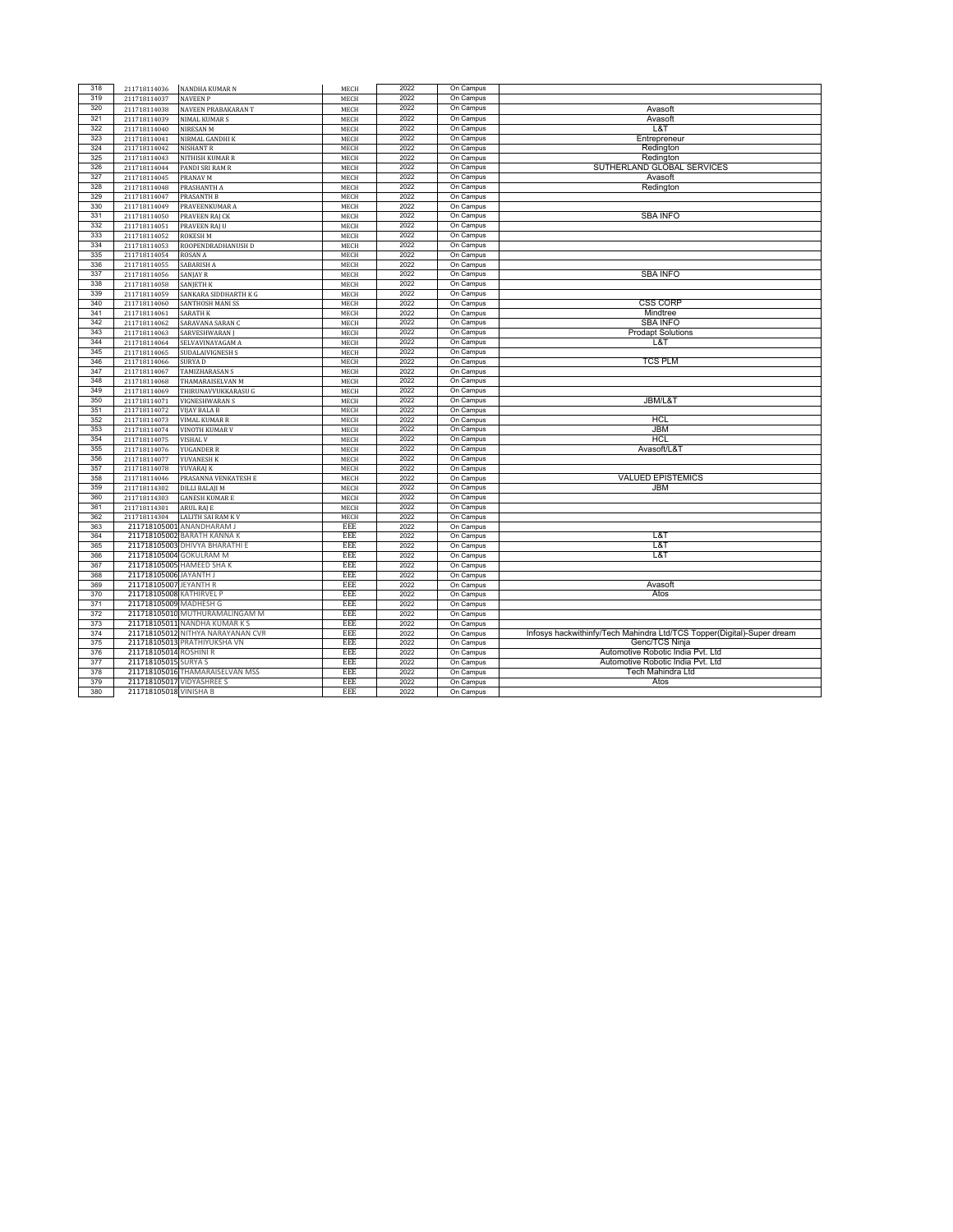| | | | | | | |
|---|---|---|---|---|---|---|
| 318 | 211718114036 | NANDHA KUMAR N | MECH | 2022 | On Campus | |
| 319 | 211718114037 | NAVEEN P | MECH | 2022 | On Campus | |
| 320 | 211718114038 | NAVEEN PRABAKARAN T | MECH | 2022 | On Campus | Avasoft |
| 321 | 211718114039 | NIMAL KUMAR S | MECH | 2022 | On Campus | Avasoft |
| 322 | 211718114040 | NIRESAN M | MECH | 2022 | On Campus | L&T |
| 323 | 211718114041 | NIRMAL GANDHI K | MECH | 2022 | On Campus | Entrepreneur |
| 324 | 211718114042 | NISHANT R | MECH | 2022 | On Campus | Redington |
| 325 | 211718114043 | NITHISH KUMAR R | MECH | 2022 | On Campus | Redington |
| 326 | 211718114044 | PANDI SRI RAM R | MECH | 2022 | On Campus | SUTHERLAND GLOBAL SERVICES |
| 327 | 211718114045 | PRANAV M | MECH | 2022 | On Campus | Avasoft |
| 328 | 211718114048 | PRASHANTH A | MECH | 2022 | On Campus | Redington |
| 329 | 211718114047 | PRASANTH B | MECH | 2022 | On Campus | |
| 330 | 211718114049 | PRAVEENKUMAR A | MECH | 2022 | On Campus | |
| 331 | 211718114050 | PRAVEEN RAJ CK | MECH | 2022 | On Campus | SBA INFO |
| 332 | 211718114051 | PRAVEEN RAJ U | MECH | 2022 | On Campus | |
| 333 | 211718114052 | ROKESH M | MECH | 2022 | On Campus | |
| 334 | 211718114053 | ROOPENDRADHANUSH D | MECH | 2022 | On Campus | |
| 335 | 211718114054 | ROSAN A | MECH | 2022 | On Campus | |
| 336 | 211718114055 | SABARISH A | MECH | 2022 | On Campus | |
| 337 | 211718114056 | SANJAY R | MECH | 2022 | On Campus | SBA INFO |
| 338 | 211718114058 | SANJETH K | MECH | 2022 | On Campus | |
| 339 | 211718114059 | SANKARA SIDDHARTH K G | MECH | 2022 | On Campus | |
| 340 | 211718114060 | SANTHOSH MANI SS | MECH | 2022 | On Campus | CSS CORP |
| 341 | 211718114061 | SARATH K | MECH | 2022 | On Campus | Mindtree |
| 342 | 211718114062 | SARAVANA SARAN C | MECH | 2022 | On Campus | SBA INFO |
| 343 | 211718114063 | SARVESHWARAN J | MECH | 2022 | On Campus | Prodapt Solutions |
| 344 | 211718114064 | SELVAVINAYAGAM A | MECH | 2022 | On Campus | L&T |
| 345 | 211718114065 | SUDALAIVIGNESH S | MECH | 2022 | On Campus | |
| 346 | 211718114066 | SURYA D | MECH | 2022 | On Campus | TCS PLM |
| 347 | 211718114067 | TAMIZHARASAN S | MECH | 2022 | On Campus | |
| 348 | 211718114068 | THAMARAISELVAN M | MECH | 2022 | On Campus | |
| 349 | 211718114069 | THIRUNAVVUKKARASU G | MECH | 2022 | On Campus | |
| 350 | 211718114071 | VIGNESHWARAN S | MECH | 2022 | On Campus | JBM/L&T |
| 351 | 211718114072 | VIJAY BALA B | MECH | 2022 | On Campus | |
| 352 | 211718114073 | VIMAL KUMAR R | MECH | 2022 | On Campus | HCL |
| 353 | 211718114074 | VINOTH KUMAR V | MECH | 2022 | On Campus | JBM |
| 354 | 211718114075 | VISHAL V | MECH | 2022 | On Campus | HCL |
| 355 | 211718114076 | YUGANDER R | MECH | 2022 | On Campus | Avasoft/L&T |
| 356 | 211718114077 | YUVANESH K | MECH | 2022 | On Campus | |
| 357 | 211718114078 | YUVARAJ K | MECH | 2022 | On Campus | |
| 358 | 211718114046 | PRASANNA VENKATESH E | MECH | 2022 | On Campus | VALUED EPISTEMICS |
| 359 | 211718114302 | DILLI BALAJI M | MECH | 2022 | On Campus | JBM |
| 360 | 211718114303 | GANESH KUMAR E | MECH | 2022 | On Campus | |
| 361 | 211718114301 | ARUL RAJ E | MECH | 2022 | On Campus | |
| 362 | 211718114304 | LALITH SAI RAM K V | MECH | 2022 | On Campus | |
| 363 | 211718105001 | ANANDHARAM J | EEE | 2022 | On Campus | |
| 364 | 211718105002 | BARATH KANNA K | EEE | 2022 | On Campus | L&T |
| 365 | 211718105003 | DHIVYA BHARATHI E | EEE | 2022 | On Campus | L&T |
| 366 | 211718105004 | GOKULRAM M | EEE | 2022 | On Campus | L&T |
| 367 | 211718105005 | HAMEED SHA K | EEE | 2022 | On Campus | |
| 368 | 211718105006 | JAYANTH J | EEE | 2022 | On Campus | |
| 369 | 211718105007 | JEYANTH R | EEE | 2022 | On Campus | Avasoft |
| 370 | 211718105008 | KATHIRVEL P | EEE | 2022 | On Campus | Atos |
| 371 | 211718105009 | MADHESH G | EEE | 2022 | On Campus | |
| 372 | 211718105010 | MUTHURAMALINGAM M | EEE | 2022 | On Campus | |
| 373 | 211718105011 | NANDHA KUMAR K S | EEE | 2022 | On Campus | |
| 374 | 211718105012 | NITHYA NARAYANAN CVR | EEE | 2022 | On Campus | Infosys hackwithinfy/Tech Mahindra Ltd/TCS Topper(Digital)-Super dream |
| 375 | 211718105013 | PRATHIYUKSHA VN | EEE | 2022 | On Campus | Genc/TCS Ninja |
| 376 | 211718105014 | ROSHINI R | EEE | 2022 | On Campus | Automotive Robotic India Pvt. Ltd |
| 377 | 211718105015 | SURYA S | EEE | 2022 | On Campus | Automotive Robotic India Pvt. Ltd |
| 378 | 211718105016 | THAMARAISELVAN MSS | EEE | 2022 | On Campus | Tech Mahindra Ltd |
| 379 | 211718105017 | VIDYASHREE S | EEE | 2022 | On Campus | Atos |
| 380 | 211718105018 | VINISHA B | EEE | 2022 | On Campus | |